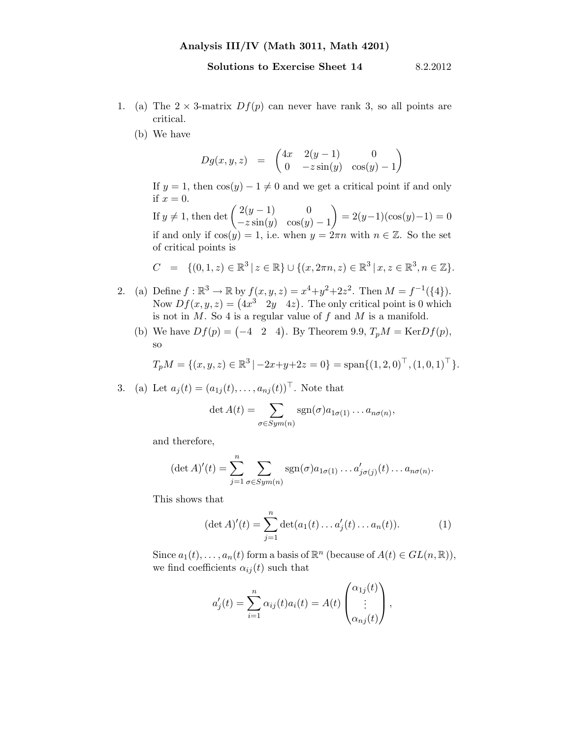**Analysis III/IV (Math 3011, Math 4201)**

**Solutions to Exercise Sheet 14** 8.2.2012

1. (a) The $2 \times 3$-matrix $Df(p)$ can never have rank 3, so all points are critical.

   (b) We have

$$Dg(x, y, z) = \begin{pmatrix} 4x & 2(y-1) & 0 \\ 0 & -z\sin(y) & \cos(y) - 1 \end{pmatrix}$$

   If $y = 1$, then $\cos(y) - 1 \neq 0$ and we get a critical point if and only if $x = 0$.

   If $y \neq 1$, then $\det \begin{pmatrix} 2(y-1) & 0 \\ -z\sin(y) & \cos(y)-1 \end{pmatrix} = 2(y-1)(\cos(y)-1) = 0$ if and only if $\cos(y) = 1$, i.e. when $y = 2\pi n$ with $n \in \mathbb{Z}$. So the set of critical points is

$$C = \{(0,1,z) \in \mathbb{R}^3 \,|\, z \in \mathbb{R}\} \cup \{(x, 2\pi n, z) \in \mathbb{R}^3 \,|\, x, z \in \mathbb{R}^3, n \in \mathbb{Z}\}.$$

2. (a) Define $f : \mathbb{R}^3 \to \mathbb{R}$ by $f(x, y, z) = x^4 + y^2 + 2z^2$. Then $M = f^{-1}(\{4\})$. Now $Df(x, y, z) = \begin{pmatrix} 4x^3 & 2y & 4z \end{pmatrix}$. The only critical point is 0 which is not in $M$. So 4 is a regular value of $f$ and $M$ is a manifold.

   (b) We have $Df(p) = \begin{pmatrix} -4 & 2 & 4 \end{pmatrix}$. By Theorem 9.9, $T_pM = \mathrm{Ker} Df(p)$, so

$$T_pM = \{(x, y, z) \in \mathbb{R}^3 \,|\, -2x + y + 2z = 0\} = \mathrm{span}\{(1, 2, 0)^\top, (1, 0, 1)^\top\}.$$

3. (a) Let $a_j(t) = (a_{1j}(t), \ldots, a_{nj}(t))^\top$. Note that

$$\det A(t) = \sum_{\sigma \in Sym(n)} \mathrm{sgn}(\sigma) a_{1\sigma(1)} \ldots a_{n\sigma(n)},$$

   and therefore,

$$(\det A)'(t) = \sum_{j=1}^{n} \sum_{\sigma \in Sym(n)} \mathrm{sgn}(\sigma) a_{1\sigma(1)} \ldots a'_{j\sigma(j)}(t) \ldots a_{n\sigma(n)}.$$

   This shows that

$$(\det A)'(t) = \sum_{j=1}^{n} \det(a_1(t) \ldots a'_j(t) \ldots a_n(t)). \tag{1}$$

   Since $a_1(t), \ldots, a_n(t)$ form a basis of $\mathbb{R}^n$ (because of $A(t) \in GL(n, \mathbb{R})$), we find coefficients $\alpha_{ij}(t)$ such that

$$a'_j(t) = \sum_{i=1}^{n} \alpha_{ij}(t) a_i(t) = A(t) \begin{pmatrix} \alpha_{1j}(t) \\ \vdots \\ \alpha_{nj}(t) \end{pmatrix},$$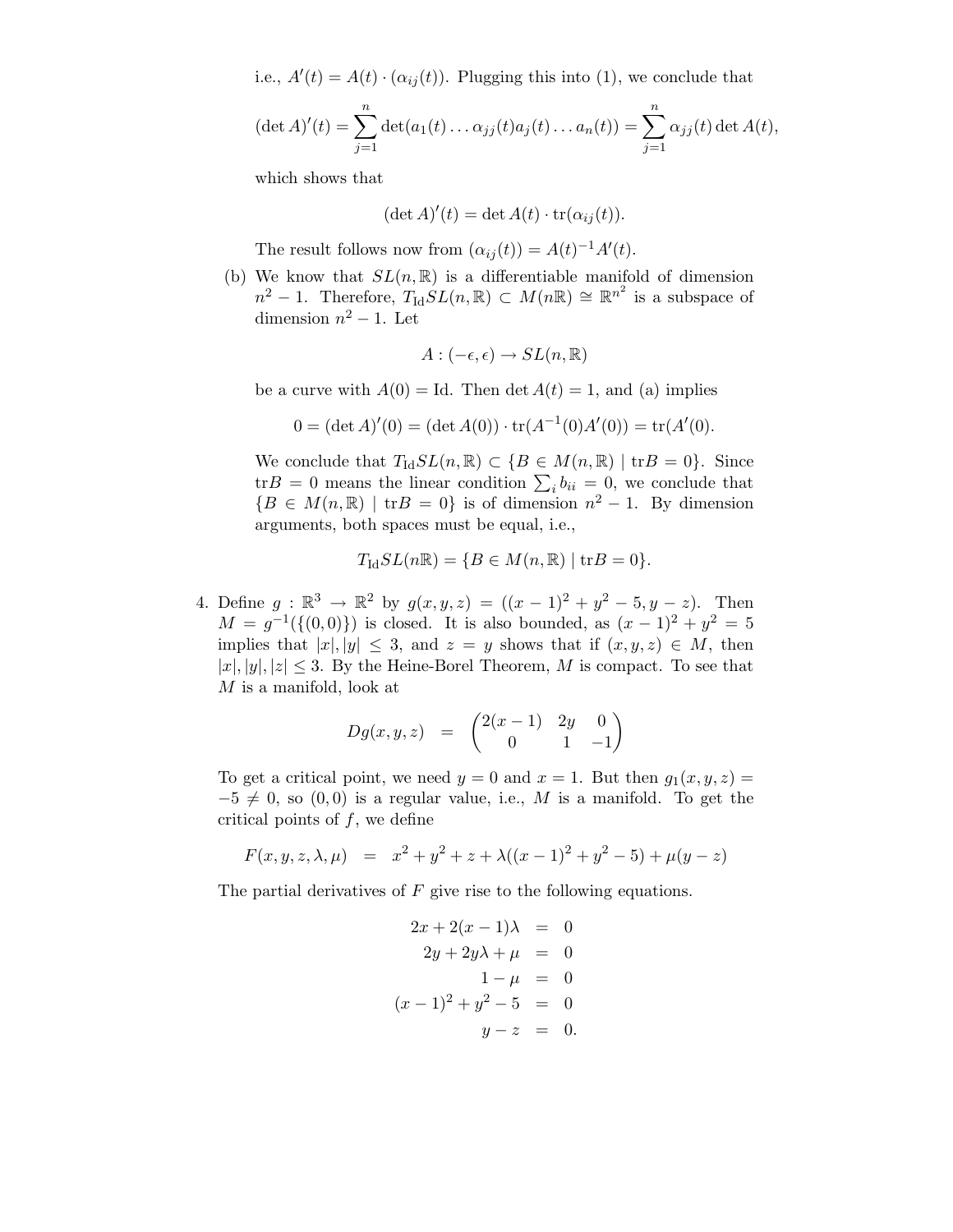i.e., $A'(t) = A(t) \cdot (\alpha_{ij}(t))$. Plugging this into (1), we conclude that

$$(\det A)'(t) = \sum_{j=1}^{n} \det(a_1(t) \dots \alpha_{jj}(t) a_j(t) \dots a_n(t)) = \sum_{j=1}^{n} \alpha_{jj}(t) \det A(t),$$

which shows that

$$(\det A)'(t) = \det A(t) \cdot \operatorname{tr}(\alpha_{ij}(t)).$$

The result follows now from $(\alpha_{ij}(t)) = A(t)^{-1} A'(t)$.

(b) We know that $SL(n, \mathbb{R})$ is a differentiable manifold of dimension $n^2 - 1$. Therefore, $T_{\mathrm{Id}} SL(n, \mathbb{R}) \subset M(n\mathbb{R}) \cong \mathbb{R}^{n^2}$ is a subspace of dimension $n^2 - 1$. Let

$$A : (-\epsilon, \epsilon) \to SL(n, \mathbb{R})$$

be a curve with $A(0) = \mathrm{Id}$. Then $\det A(t) = 1$, and (a) implies

$$0 = (\det A)'(0) = (\det A(0)) \cdot \operatorname{tr}(A^{-1}(0) A'(0)) = \operatorname{tr}(A'(0).$$

We conclude that $T_{\mathrm{Id}} SL(n, \mathbb{R}) \subset \{B \in M(n, \mathbb{R}) \mid \operatorname{tr} B = 0\}$. Since $\operatorname{tr} B = 0$ means the linear condition $\sum_i b_{ii} = 0$, we conclude that $\{B \in M(n, \mathbb{R}) \mid \operatorname{tr} B = 0\}$ is of dimension $n^2 - 1$. By dimension arguments, both spaces must be equal, i.e.,

$$T_{\mathrm{Id}} SL(n\mathbb{R}) = \{B \in M(n, \mathbb{R}) \mid \operatorname{tr} B = 0\}.$$

4. Define $g : \mathbb{R}^3 \to \mathbb{R}^2$ by $g(x, y, z) = ((x-1)^2 + y^2 - 5, y - z)$. Then $M = g^{-1}(\{(0, 0)\})$ is closed. It is also bounded, as $(x-1)^2 + y^2 = 5$ implies that $|x|, |y| \leq 3$, and $z = y$ shows that if $(x, y, z) \in M$, then $|x|, |y|, |z| \leq 3$. By the Heine-Borel Theorem, $M$ is compact. To see that $M$ is a manifold, look at

$$Dg(x, y, z) = \begin{pmatrix} 2(x-1) & 2y & 0 \\ 0 & 1 & -1 \end{pmatrix}$$

To get a critical point, we need $y = 0$ and $x = 1$. But then $g_1(x, y, z) = -5 \neq 0$, so $(0, 0)$ is a regular value, i.e., $M$ is a manifold. To get the critical points of $f$, we define

$$F(x, y, z, \lambda, \mu) = x^2 + y^2 + z + \lambda((x-1)^2 + y^2 - 5) + \mu(y - z)$$

The partial derivatives of $F$ give rise to the following equations.

$$\begin{aligned}
2x + 2(x-1)\lambda &= 0 \\
2y + 2y\lambda + \mu &= 0 \\
1 - \mu &= 0 \\
(x-1)^2 + y^2 - 5 &= 0 \\
y - z &= 0.
\end{aligned}$$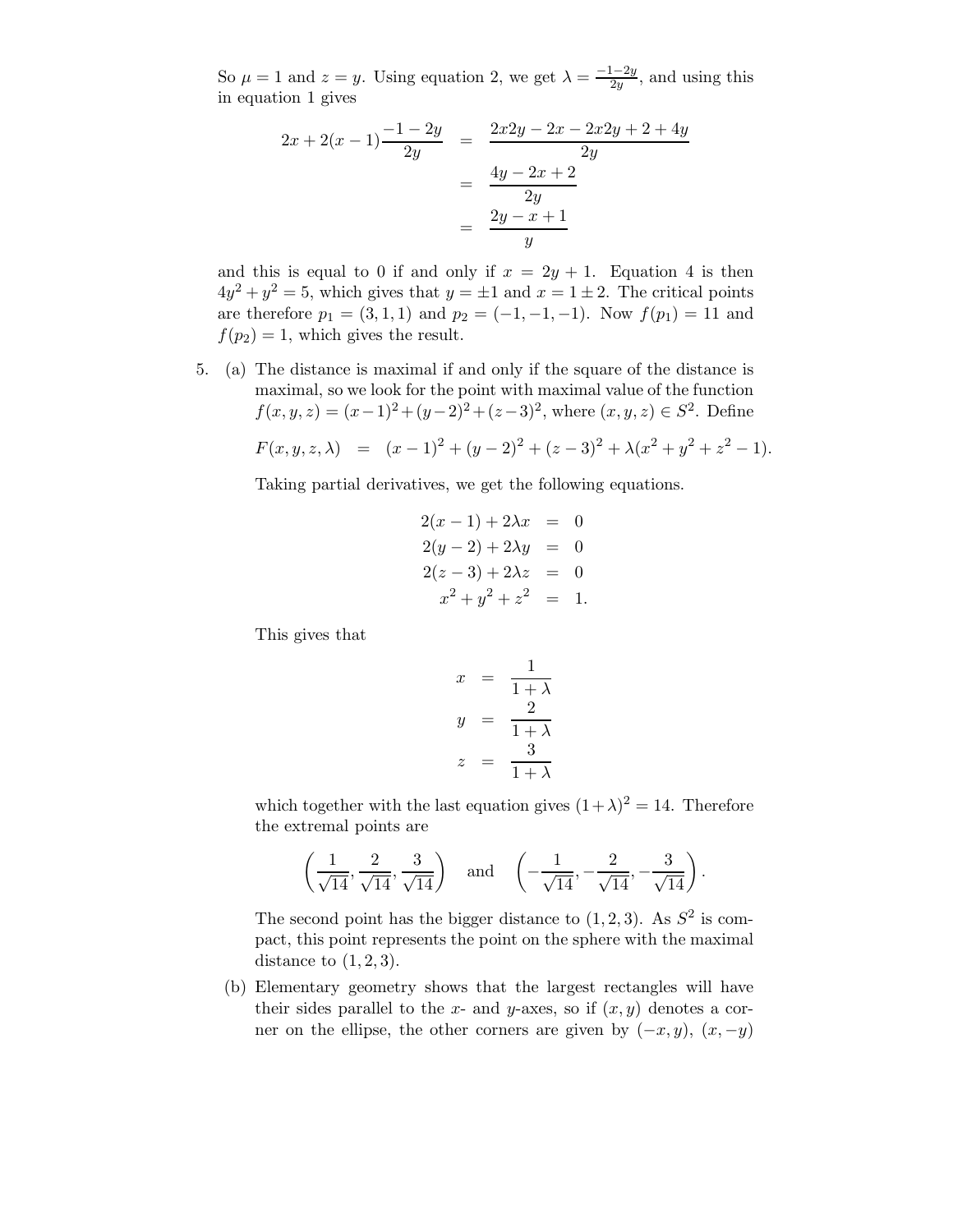So $\mu = 1$ and $z = y$. Using equation 2, we get $\lambda = \frac{-1-2y}{2y}$, and using this in equation 1 gives

$$
\begin{aligned}
2x + 2(x-1)\frac{-1-2y}{2y} &= \frac{2x2y - 2x - 2x2y + 2 + 4y}{2y} \\
&= \frac{4y - 2x + 2}{2y} \\
&= \frac{2y - x + 1}{y}
\end{aligned}
$$

and this is equal to 0 if and only if $x = 2y + 1$. Equation 4 is then $4y^2 + y^2 = 5$, which gives that $y = \pm 1$ and $x = 1 \pm 2$. The critical points are therefore $p_1 = (3, 1, 1)$ and $p_2 = (-1, -1, -1)$. Now $f(p_1) = 11$ and $f(p_2) = 1$, which gives the result.

5. (a) The distance is maximal if and only if the square of the distance is maximal, so we look for the point with maximal value of the function $f(x, y, z) = (x-1)^2 + (y-2)^2 + (z-3)^2$, where $(x, y, z) \in S^2$. Define

$$
F(x, y, z, \lambda) = (x-1)^2 + (y-2)^2 + (z-3)^2 + \lambda(x^2 + y^2 + z^2 - 1).
$$

Taking partial derivatives, we get the following equations.

$$
\begin{aligned}
2(x-1) + 2\lambda x &= 0 \\
2(y-2) + 2\lambda y &= 0 \\
2(z-3) + 2\lambda z &= 0 \\
x^2 + y^2 + z^2 &= 1.
\end{aligned}
$$

This gives that

$$
\begin{aligned}
x &= \frac{1}{1+\lambda} \\
y &= \frac{2}{1+\lambda} \\
z &= \frac{3}{1+\lambda}
\end{aligned}
$$

which together with the last equation gives $(1+\lambda)^2 = 14$. Therefore the extremal points are

$$
\left(\frac{1}{\sqrt{14}}, \frac{2}{\sqrt{14}}, \frac{3}{\sqrt{14}}\right) \quad \text{and} \quad \left(-\frac{1}{\sqrt{14}}, -\frac{2}{\sqrt{14}}, -\frac{3}{\sqrt{14}}\right).
$$

The second point has the bigger distance to $(1, 2, 3)$. As $S^2$ is compact, this point represents the point on the sphere with the maximal distance to $(1, 2, 3)$.

(b) Elementary geometry shows that the largest rectangles will have their sides parallel to the $x$- and $y$-axes, so if $(x, y)$ denotes a corner on the ellipse, the other corners are given by $(-x, y)$, $(x, -y)$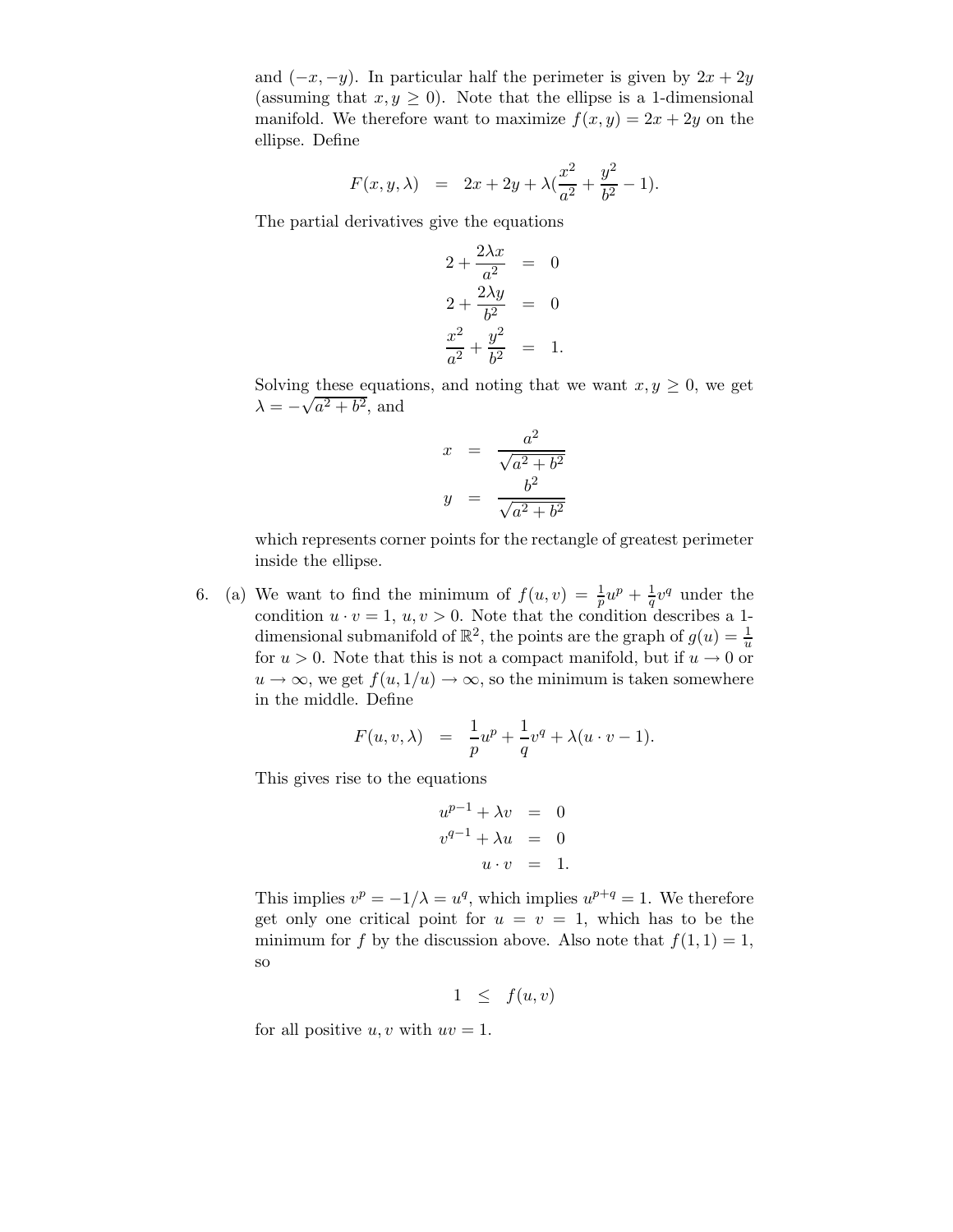and $(-x, -y)$. In particular half the perimeter is given by $2x + 2y$ (assuming that $x, y \geq 0$). Note that the ellipse is a 1-dimensional manifold. We therefore want to maximize $f(x, y) = 2x + 2y$ on the ellipse. Define

$$F(x, y, \lambda) \;=\; 2x + 2y + \lambda\left(\frac{x^2}{a^2} + \frac{y^2}{b^2} - 1\right).$$

The partial derivatives give the equations

$$\begin{aligned}
2 + \frac{2\lambda x}{a^2} &= 0 \\
2 + \frac{2\lambda y}{b^2} &= 0 \\
\frac{x^2}{a^2} + \frac{y^2}{b^2} &= 1.
\end{aligned}$$

Solving these equations, and noting that we want $x, y \geq 0$, we get $\lambda = -\sqrt{a^2 + b^2}$, and

$$\begin{aligned}
x &= \frac{a^2}{\sqrt{a^2 + b^2}} \\
y &= \frac{b^2}{\sqrt{a^2 + b^2}}
\end{aligned}$$

which represents corner points for the rectangle of greatest perimeter inside the ellipse.

6. (a) We want to find the minimum of $f(u, v) = \frac{1}{p}u^p + \frac{1}{q}v^q$ under the condition $u \cdot v = 1$, $u, v > 0$. Note that the condition describes a 1-dimensional submanifold of $\mathbb{R}^2$, the points are the graph of $g(u) = \frac{1}{u}$ for $u > 0$. Note that this is not a compact manifold, but if $u \to 0$ or $u \to \infty$, we get $f(u, 1/u) \to \infty$, so the minimum is taken somewhere in the middle. Define

$$F(u, v, \lambda) \;=\; \frac{1}{p}u^p + \frac{1}{q}v^q + \lambda(u \cdot v - 1).$$

This gives rise to the equations

$$\begin{aligned}
u^{p-1} + \lambda v &= 0 \\
v^{q-1} + \lambda u &= 0 \\
u \cdot v &= 1.
\end{aligned}$$

This implies $v^p = -1/\lambda = u^q$, which implies $u^{p+q} = 1$. We therefore get only one critical point for $u = v = 1$, which has to be the minimum for $f$ by the discussion above. Also note that $f(1, 1) = 1$, so

$$1 \;\leq\; f(u, v)$$

for all positive $u, v$ with $uv = 1$.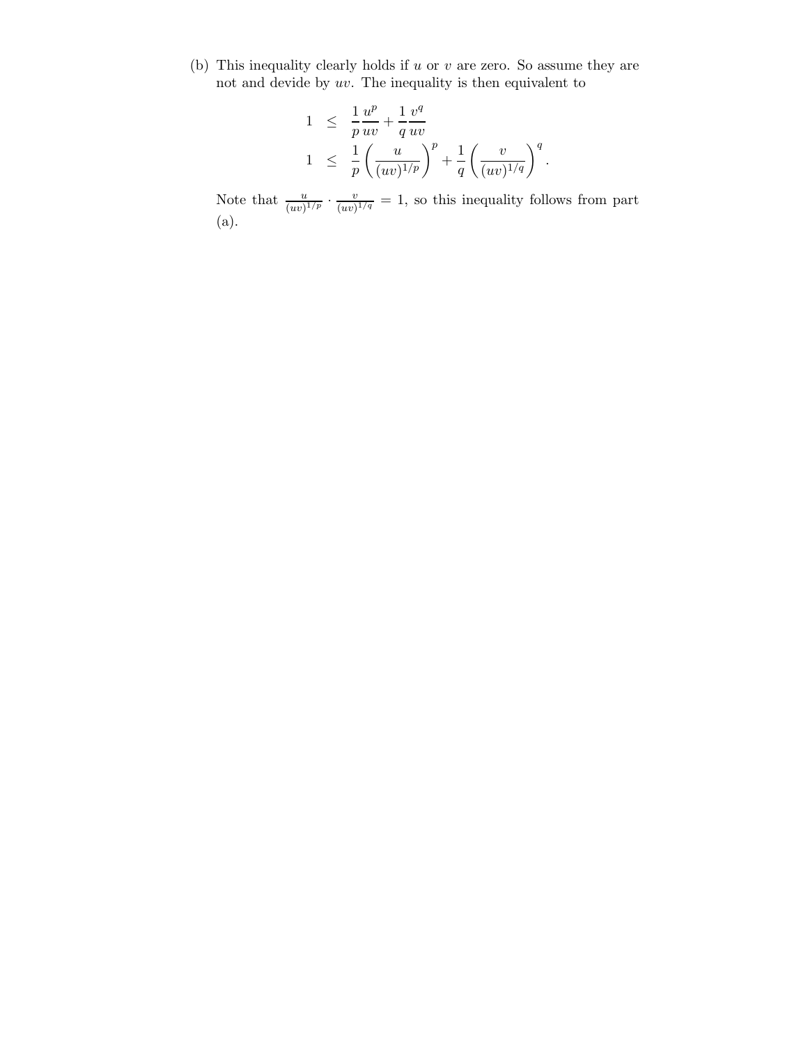(b) This inequality clearly holds if $u$ or $v$ are zero. So assume they are not and devide by $uv$. The inequality is then equivalent to

$$
\begin{aligned}
1 &\leq \frac{1}{p}\frac{u^p}{uv} + \frac{1}{q}\frac{v^q}{uv} \\
1 &\leq \frac{1}{p}\left(\frac{u}{(uv)^{1/p}}\right)^p + \frac{1}{q}\left(\frac{v}{(uv)^{1/q}}\right)^q.
\end{aligned}
$$

Note that $\frac{u}{(uv)^{1/p}} \cdot \frac{v}{(uv)^{1/q}} = 1$, so this inequality follows from part (a).